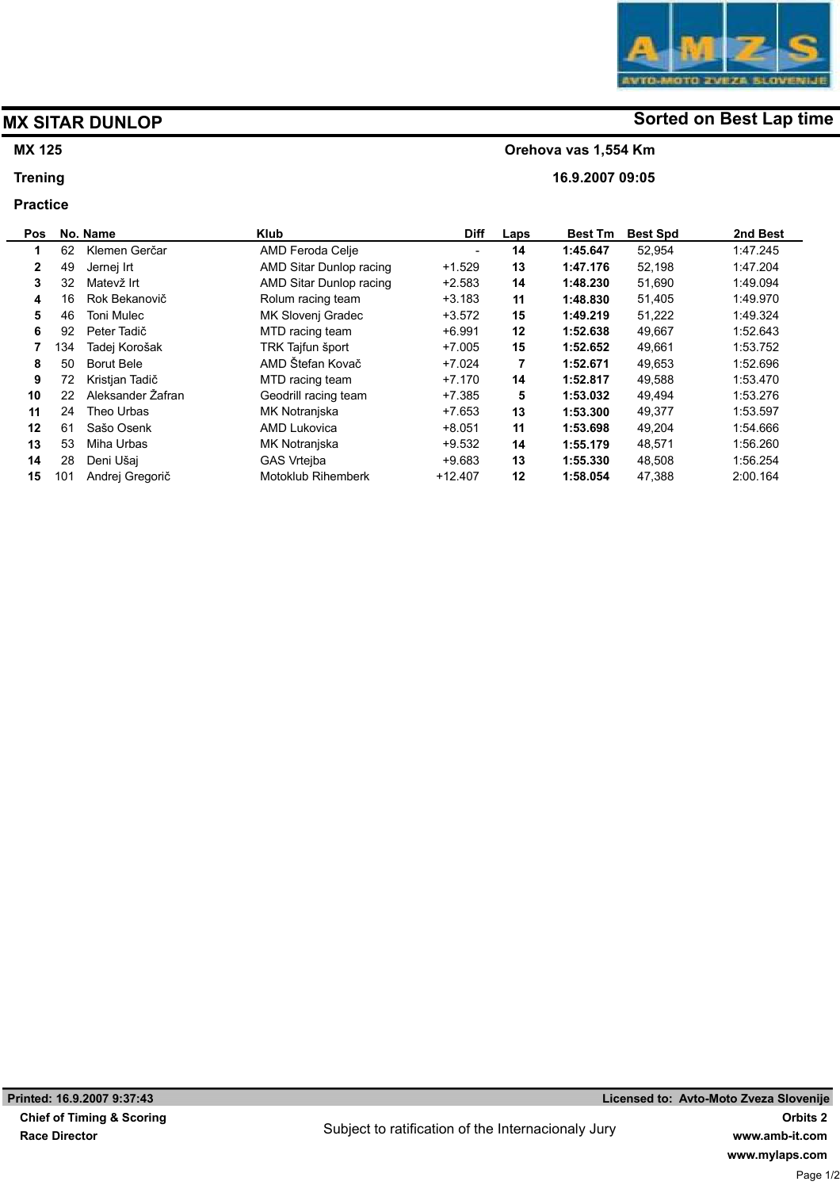# MX SITAR DUNLOP

**Sorted on Best Lap time**

**MX 125**

**Orehova vas 1,554 Km**

**Trening**

**16.9.2007 09:05**

**Practice**

| Pos | No. | Name | Klub | Diff | Laps | Best Tm | Best Spd | 2nd Best |
|---|---|---|---|---|---|---|---|---|
| **1** | 62 | Klemen Gerčar | AMD Feroda Celje | - | **14** | **1:45.647** | 52,954 | 1:47.245 |
| **2** | 49 | Jernej Irt | AMD Sitar Dunlop racing | +1.529 | **13** | **1:47.176** | 52,198 | 1:47.204 |
| **3** | 32 | Matevž Irt | AMD Sitar Dunlop racing | +2.583 | **14** | **1:48.230** | 51,690 | 1:49.094 |
| **4** | 16 | Rok Bekanovič | Rolum racing team | +3.183 | **11** | **1:48.830** | 51,405 | 1:49.970 |
| **5** | 46 | Toni Mulec | MK Slovenj Gradec | +3.572 | **15** | **1:49.219** | 51,222 | 1:49.324 |
| **6** | 92 | Peter Tadič | MTD racing team | +6.991 | **12** | **1:52.638** | 49,667 | 1:52.643 |
| **7** | 134 | Tadej Korošak | TRK Tajfun šport | +7.005 | **15** | **1:52.652** | 49,661 | 1:53.752 |
| **8** | 50 | Borut Bele | AMD Štefan Kovač | +7.024 | **7** | **1:52.671** | 49,653 | 1:52.696 |
| **9** | 72 | Kristjan Tadič | MTD racing team | +7.170 | **14** | **1:52.817** | 49,588 | 1:53.470 |
| **10** | 22 | Aleksander Žafran | Geodrill racing team | +7.385 | **5** | **1:53.032** | 49,494 | 1:53.276 |
| **11** | 24 | Theo Urbas | MK Notranjska | +7.653 | **13** | **1:53.300** | 49,377 | 1:53.597 |
| **12** | 61 | Sašo Osenk | AMD Lukovica | +8.051 | **11** | **1:53.698** | 49,204 | 1:54.666 |
| **13** | 53 | Miha Urbas | MK Notranjska | +9.532 | **14** | **1:55.179** | 48,571 | 1:56.260 |
| **14** | 28 | Deni Ušaj | GAS Vrtejba | +9.683 | **13** | **1:55.330** | 48,508 | 1:56.254 |
| **15** | 101 | Andrej Gregorič | Motoklub Rihemberk | +12.407 | **12** | **1:58.054** | 47,388 | 2:00.164 |

**Printed: 16.9.2007 9:37:43**

**Licensed to: Avto-Moto Zveza Slovenije**

**Chief of Timing & Scoring**

**Race Director**

Subject to ratification of the Internacionaly Jury

**Orbits 2**

**www.amb-it.com**

**www.mylaps.com**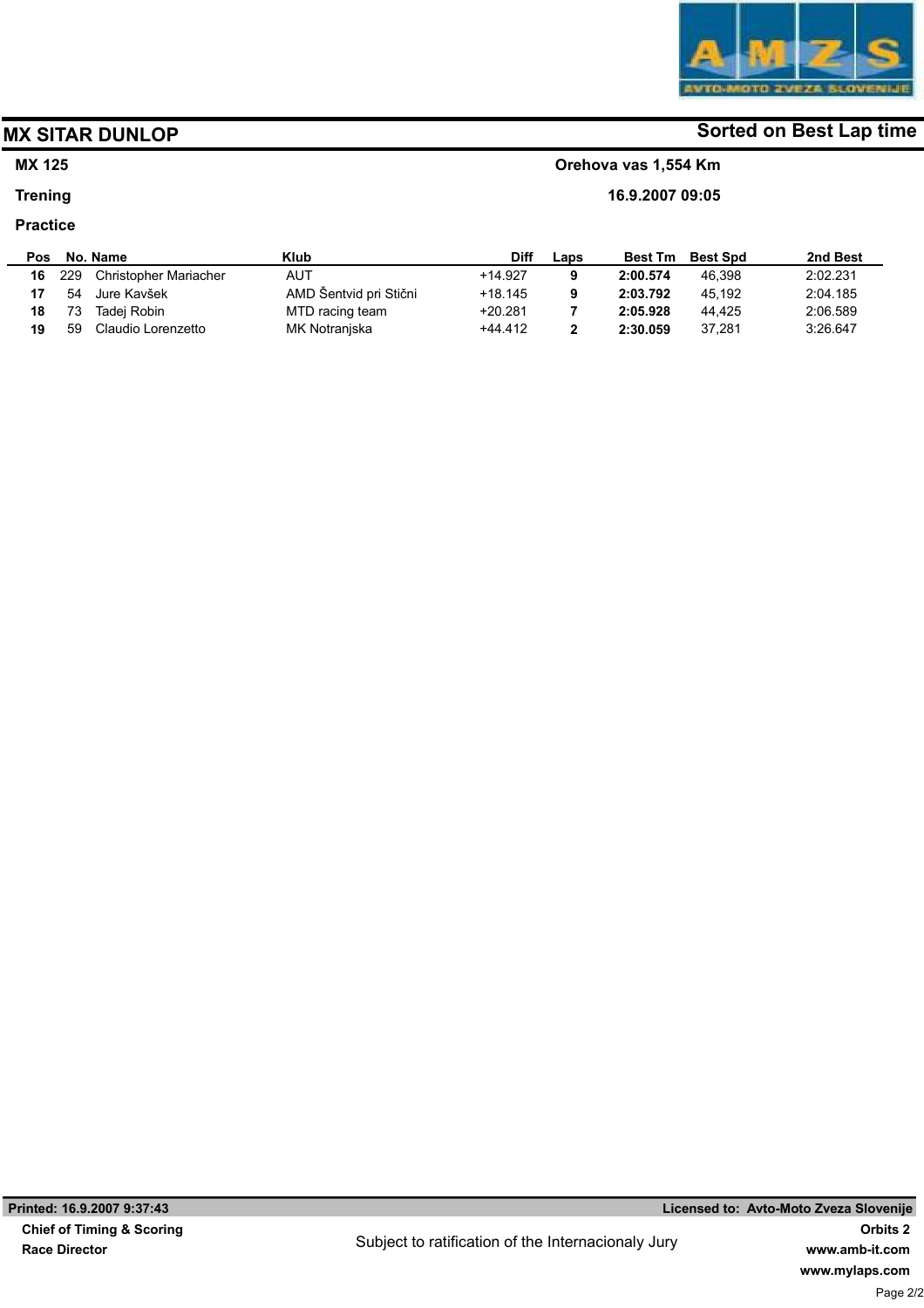## MX SITAR DUNLOP

**Sorted on Best Lap time**

**MX 125**

**Orehova vas 1,554 Km**

**Trening**

**16.9.2007 09:05**

**Practice**

| Pos | No. | Name | Klub | Diff | Laps | Best Tm | Best Spd | 2nd Best |
|---|---|---|---|---|---|---|---|---|
| **16** | 229 | Christopher Mariacher | AUT | +14.927 | **9** | **2:00.574** | 46,398 | 2:02.231 |
| **17** | 54 | Jure Kavšek | AMD Šentvid pri Stični | +18.145 | **9** | **2:03.792** | 45,192 | 2:04.185 |
| **18** | 73 | Tadej Robin | MTD racing team | +20.281 | **7** | **2:05.928** | 44,425 | 2:06.589 |
| **19** | 59 | Claudio Lorenzetto | MK Notranjska | +44.412 | **2** | **2:30.059** | 37,281 | 3:26.647 |

**Printed: 16.9.2007 9:37:43**

**Licensed to: Avto-Moto Zveza Slovenije**

**Chief of Timing & Scoring**

**Race Director**

Subject to ratification of the Internacionaly Jury

**Orbits 2**

**www.amb-it.com**

**www.mylaps.com**